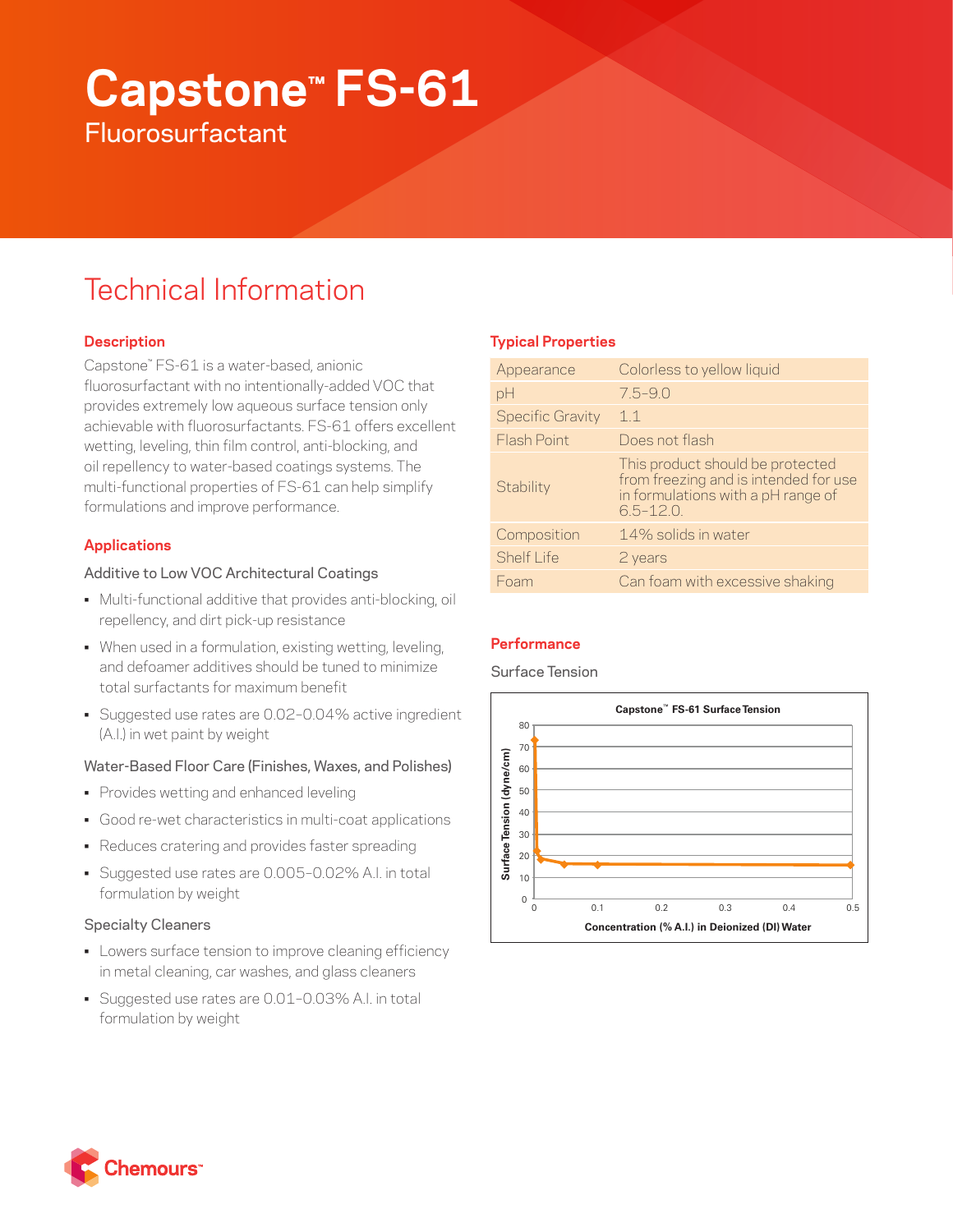# Capstone™ FS-61

Fluorosurfactant

## Technical Information

### Description

Capstone™ FS-61 is a water-based, anionic fluorosurfactant with no intentionally-added VOC that provides extremely low aqueous surface tension only achievable with fluorosurfactants. FS-61 offers excellent wetting, leveling, thin film control, anti-blocking, and oil repellency to water-based coatings systems. The multi-functional properties of FS-61 can help simplify formulations and improve performance.

### Applications

Additive to Low VOC Architectural Coatings

- Multi-functional additive that provides anti-blocking, oil repellency, and dirt pick-up resistance
- When used in a formulation, existing wetting, leveling, and defoamer additives should be tuned to minimize total surfactants for maximum benefit
- Suggested use rates are 0.02–0.04% active ingredient (A.I.) in wet paint by weight

Water-Based Floor Care (Finishes, Waxes, and Polishes)

- Provides wetting and enhanced leveling
- Good re-wet characteristics in multi-coat applications
- Reduces cratering and provides faster spreading
- Suggested use rates are 0.005–0.02% A.I. in total formulation by weight

Specialty Cleaners

- Lowers surface tension to improve cleaning efficiency in metal cleaning, car washes, and glass cleaners
- Suggested use rates are 0.01–0.03% A.I. in total formulation by weight

### Typical Properties

| | |
|---|---|
| Appearance | Colorless to yellow liquid |
| pH | 7.5–9.0 |
| Specific Gravity | 1.1 |
| Flash Point | Does not flash |
| Stability | This product should be protected from freezing and is intended for use in formulations with a pH range of 6.5–12.0. |
| Composition | 14% solids in water |
| Shelf Life | 2 years |
| Foam | Can foam with excessive shaking |

### Performance

Surface Tension

Capstone™ FS-61 Surface Tension

Surface Tension (dyne/cm) vs. Concentration (% A.I.) in Deionized (DI) Water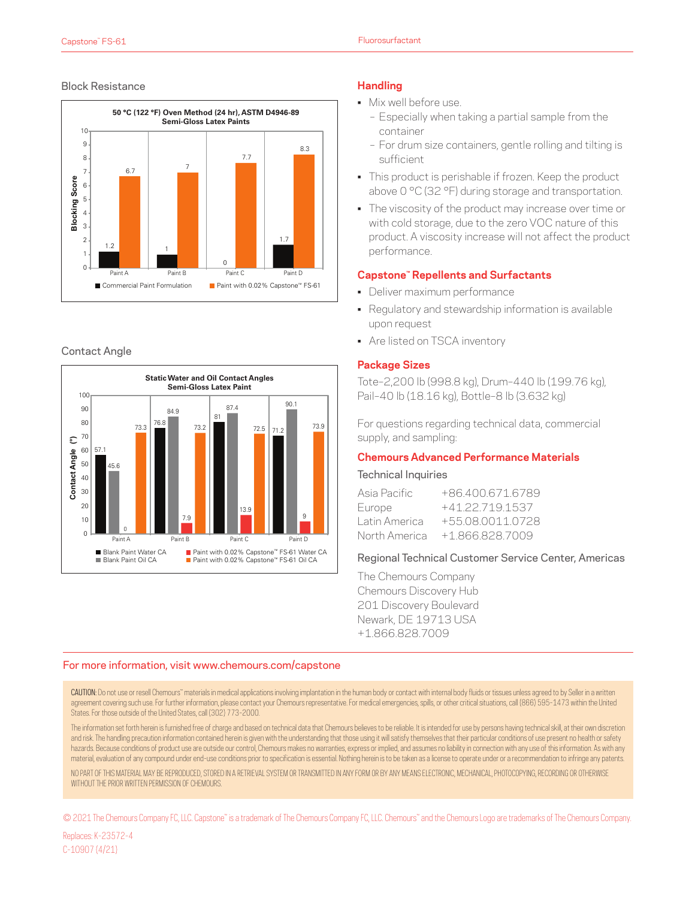## Block Resistance

50 °C (122 °F) Oven Method (24 hr), ASTM D4946-89
Semi-Gloss Latex Paints

Blocking Score

10
9
8
7
6
5
4
3
2
1
0

1.2
6.7
Paint A

1
7
Paint B

0
7.7
Paint C

1.7
8.3
Paint D

Commercial Paint Formulation
Paint with 0.02% Capstone™ FS-61

## Contact Angle

Static Water and Oil Contact Angles
Semi-Gloss Latex Paint

Contact Angle (°)

100
90
80
70
60
50
40
30
20
10
0

57.1
45.6
0
73.3
Paint A

76.8
84.9
7.9
73.2
Paint B

81
87.4
13.9
72.5
Paint C

71.2
90.1
9
73.9
Paint D

Blank Paint Water CA
Blank Paint Oil CA
Paint with 0.02% Capstone™ FS-61 Water CA
Paint with 0.02% Capstone™ FS-61 Oil CA

## Handling

- Mix well before use.
  - Especially when taking a partial sample from the container
  - For drum size containers, gentle rolling and tilting is sufficient
- This product is perishable if frozen. Keep the product above 0 °C (32 °F) during storage and transportation.
- The viscosity of the product may increase over time or with cold storage, due to the zero VOC nature of this product. A viscosity increase will not affect the product performance.

## Capstone™ Repellents and Surfactants

- Deliver maximum performance
- Regulatory and stewardship information is available upon request
- Are listed on TSCA inventory

## Package Sizes

Tote–2,200 lb (998.8 kg), Drum–440 lb (199.76 kg), Pail–40 lb (18.16 kg), Bottle–8 lb (3.632 kg)

For questions regarding technical data, commercial supply, and sampling:

## Chemours Advanced Performance Materials

Technical Inquiries

| | |
|---|---|
| Asia Pacific | +86.400.671.6789 |
| Europe | +41.22.719.1537 |
| Latin America | +55.08.0011.0728 |
| North America | +1.866.828.7009 |

Regional Technical Customer Service Center, Americas

The Chemours Company
Chemours Discovery Hub
201 Discovery Boulevard
Newark, DE 19713 USA
+1.866.828.7009

For more information, visit www.chemours.com/capstone

CAUTION: Do not use or resell Chemours™ materials in medical applications involving implantation in the human body or contact with internal body fluids or tissues unless agreed to by Seller in a written agreement covering such use. For further information, please contact your Chemours representative. For medical emergencies, spills, or other critical situations, call (866) 595-1473 within the United States. For those outside of the United States, call (302) 773-2000.

The information set forth herein is furnished free of charge and based on technical data that Chemours believes to be reliable. It is intended for use by persons having technical skill, at their own discretion and risk. The handling precaution information contained herein is given with the understanding that those using it will satisfy themselves that their particular conditions of use present no health or safety hazards. Because conditions of product use are outside our control, Chemours makes no warranties, express or implied, and assumes no liability in connection with any use of this information. As with any material, evaluation of any compound under end-use conditions prior to specification is essential. Nothing herein is to be taken as a license to operate under or a recommendation to infringe any patents.

NO PART OF THIS MATERIAL MAY BE REPRODUCED, STORED IN A RETRIEVAL SYSTEM OR TRANSMITTED IN ANY FORM OR BY ANY MEANS ELECTRONIC, MECHANICAL, PHOTOCOPYING, RECORDING OR OTHERWISE WITHOUT THE PRIOR WRITTEN PERMISSION OF CHEMOURS.

© 2021 The Chemours Company FC, LLC. Capstone™ is a trademark of The Chemours Company FC, LLC. Chemours™ and the Chemours Logo are trademarks of The Chemours Company.

Replaces: K-23572-4
C-10907 (4/21)